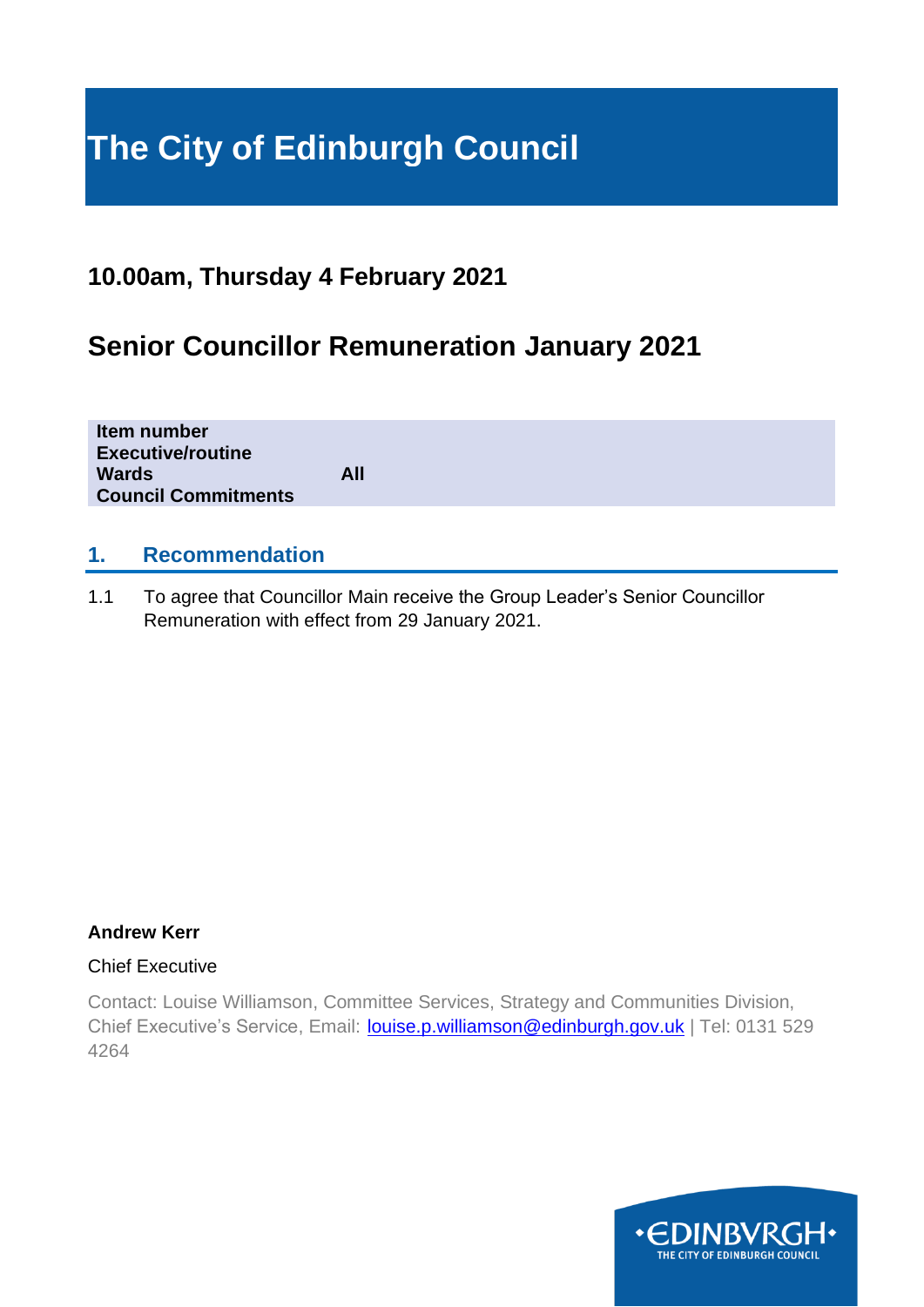# The City of Edinburgh Council

## 10.00am, Thursday 4 February 2021

## Senior Councillor Remuneration January 2021

| | |
|---|---|
| **Item number** | |
| **Executive/routine** | |
| **Wards** | **All** |
| **Council Commitments** | |

## 1. Recommendation

1.1 To agree that Councillor Main receive the Group Leader's Senior Councillor Remuneration with effect from 29 January 2021.

**Andrew Kerr**

Chief Executive

Contact: Louise Williamson, Committee Services, Strategy and Communities Division, Chief Executive's Service, Email: louise.p.williamson@edinburgh.gov.uk | Tel: 0131 529 4264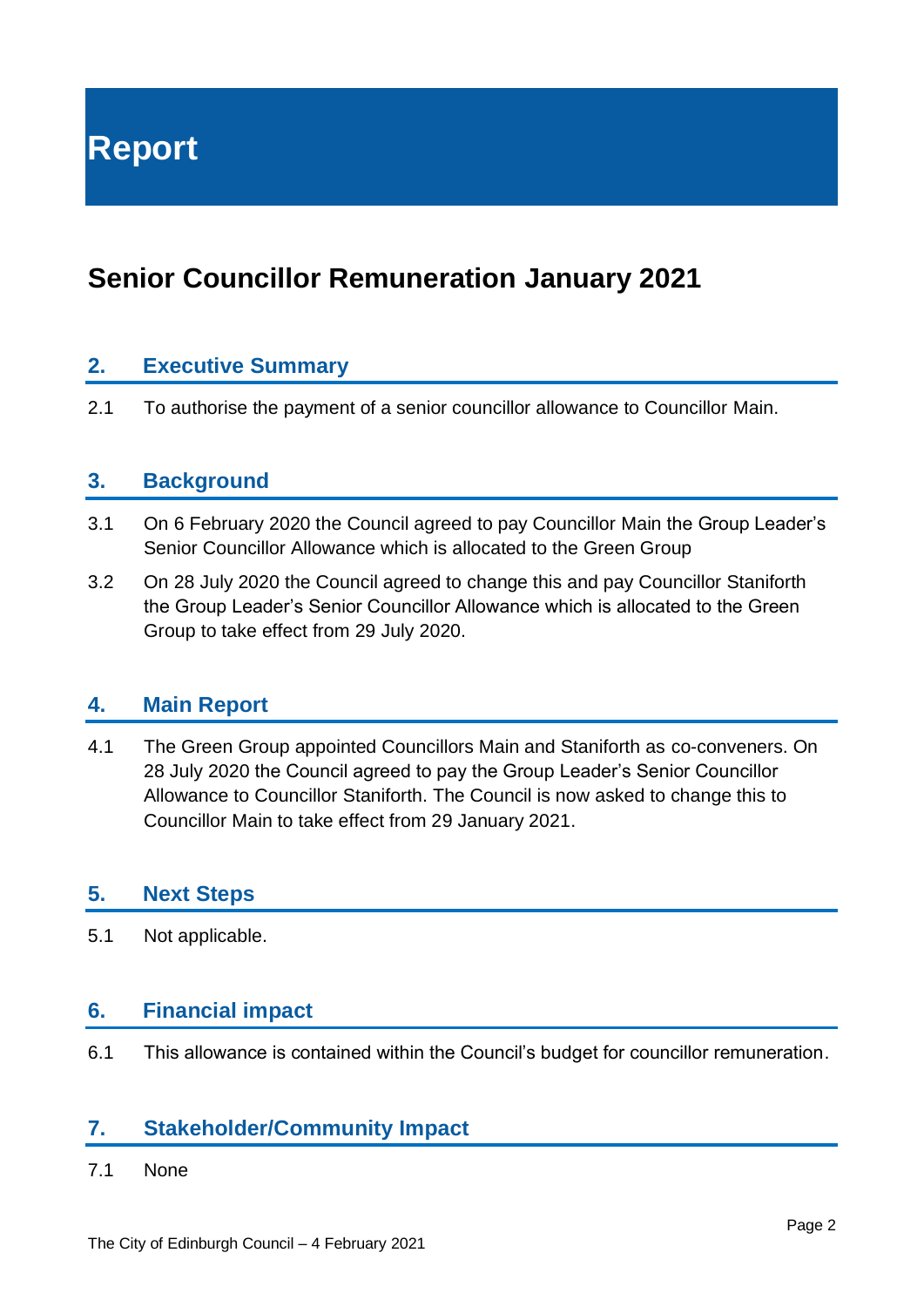# Report

## Senior Councillor Remuneration January 2021

### 2. Executive Summary

2.1 To authorise the payment of a senior councillor allowance to Councillor Main.

### 3. Background

3.1 On 6 February 2020 the Council agreed to pay Councillor Main the Group Leader's Senior Councillor Allowance which is allocated to the Green Group

3.2 On 28 July 2020 the Council agreed to change this and pay Councillor Staniforth the Group Leader's Senior Councillor Allowance which is allocated to the Green Group to take effect from 29 July 2020.

### 4. Main Report

4.1 The Green Group appointed Councillors Main and Staniforth as co-conveners. On 28 July 2020 the Council agreed to pay the Group Leader's Senior Councillor Allowance to Councillor Staniforth. The Council is now asked to change this to Councillor Main to take effect from 29 January 2021.

### 5. Next Steps

5.1 Not applicable.

### 6. Financial impact

6.1 This allowance is contained within the Council's budget for councillor remuneration.

### 7. Stakeholder/Community Impact

7.1 None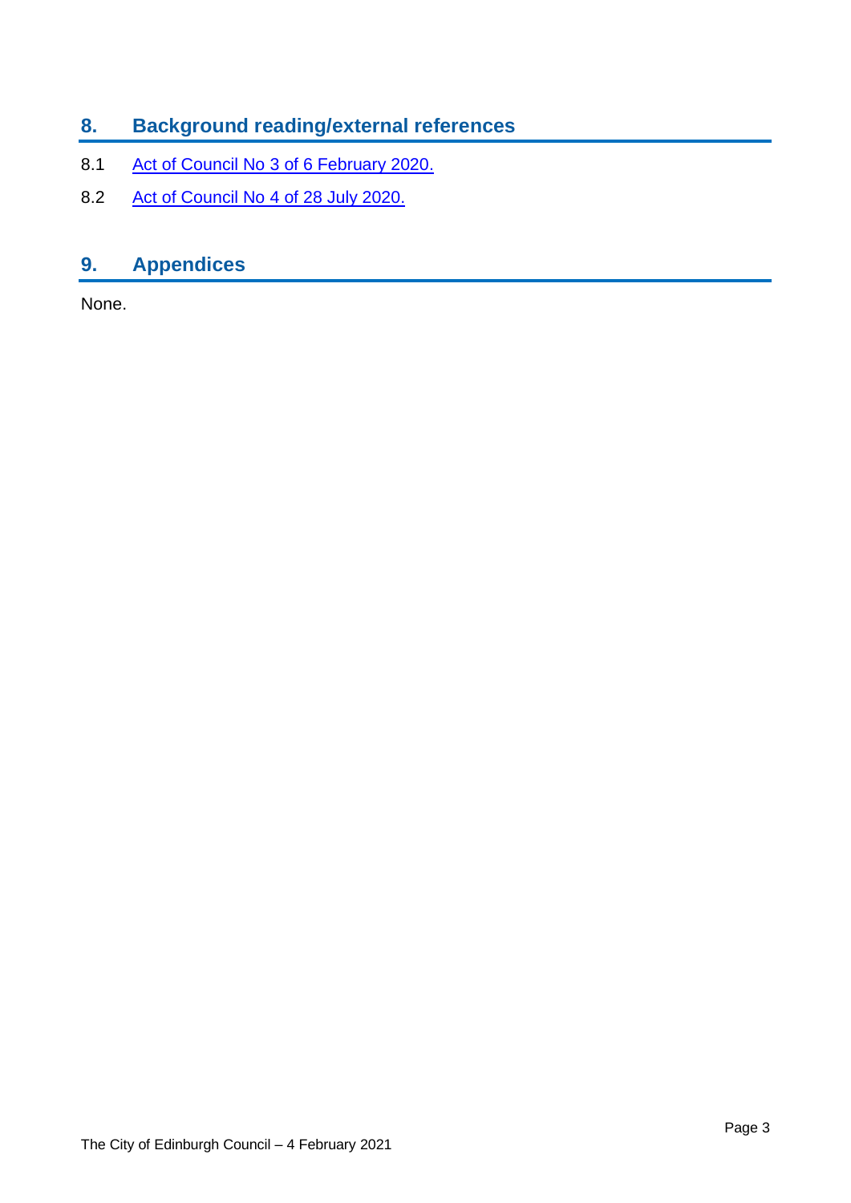## 8. Background reading/external references

8.1 Act of Council No 3 of 6 February 2020.

8.2 Act of Council No 4 of 28 July 2020.

## 9. Appendices

None.